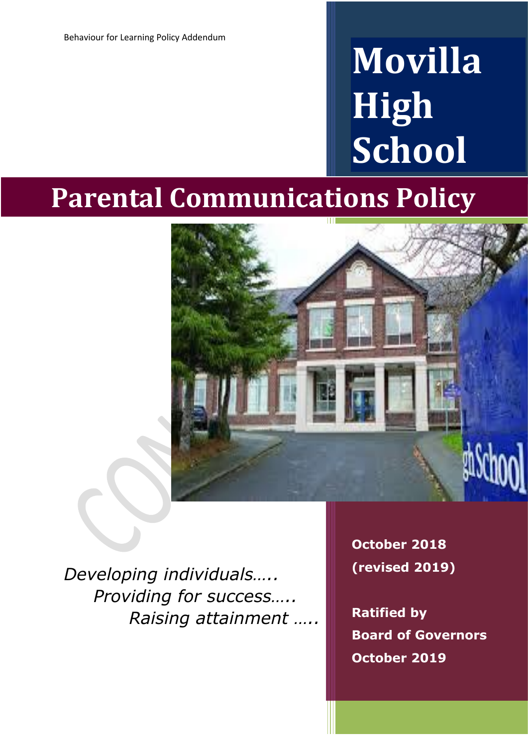Behaviour for Learning Policy Addendum

# Movilla High School

# Parental Communications Policy

*Developing individuals…..*
*Providing for success…..*
*Raising attainment …..*

**October 2018 (revised 2019)**

**Ratified by Board of Governors October 2019**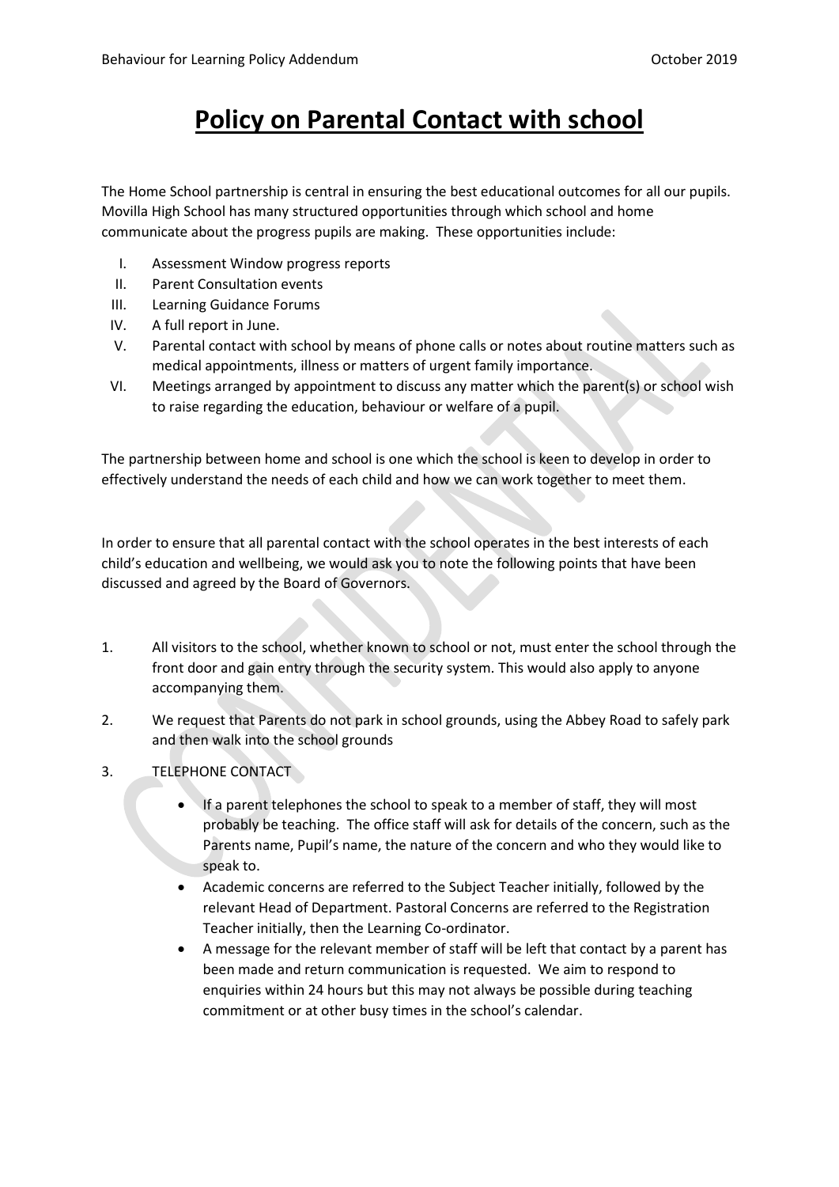# Policy on Parental Contact with school

The Home School partnership is central in ensuring the best educational outcomes for all our pupils. Movilla High School has many structured opportunities through which school and home communicate about the progress pupils are making. These opportunities include:

I. Assessment Window progress reports
II. Parent Consultation events
III. Learning Guidance Forums
IV. A full report in June.
V. Parental contact with school by means of phone calls or notes about routine matters such as medical appointments, illness or matters of urgent family importance.
VI. Meetings arranged by appointment to discuss any matter which the parent(s) or school wish to raise regarding the education, behaviour or welfare of a pupil.

The partnership between home and school is one which the school is keen to develop in order to effectively understand the needs of each child and how we can work together to meet them.

In order to ensure that all parental contact with the school operates in the best interests of each child's education and wellbeing, we would ask you to note the following points that have been discussed and agreed by the Board of Governors.

1. All visitors to the school, whether known to school or not, must enter the school through the front door and gain entry through the security system. This would also apply to anyone accompanying them.

2. We request that Parents do not park in school grounds, using the Abbey Road to safely park and then walk into the school grounds

3. TELEPHONE CONTACT

   - If a parent telephones the school to speak to a member of staff, they will most probably be teaching. The office staff will ask for details of the concern, such as the Parents name, Pupil's name, the nature of the concern and who they would like to speak to.
   - Academic concerns are referred to the Subject Teacher initially, followed by the relevant Head of Department. Pastoral Concerns are referred to the Registration Teacher initially, then the Learning Co-ordinator.
   - A message for the relevant member of staff will be left that contact by a parent has been made and return communication is requested. We aim to respond to enquiries within 24 hours but this may not always be possible during teaching commitment or at other busy times in the school's calendar.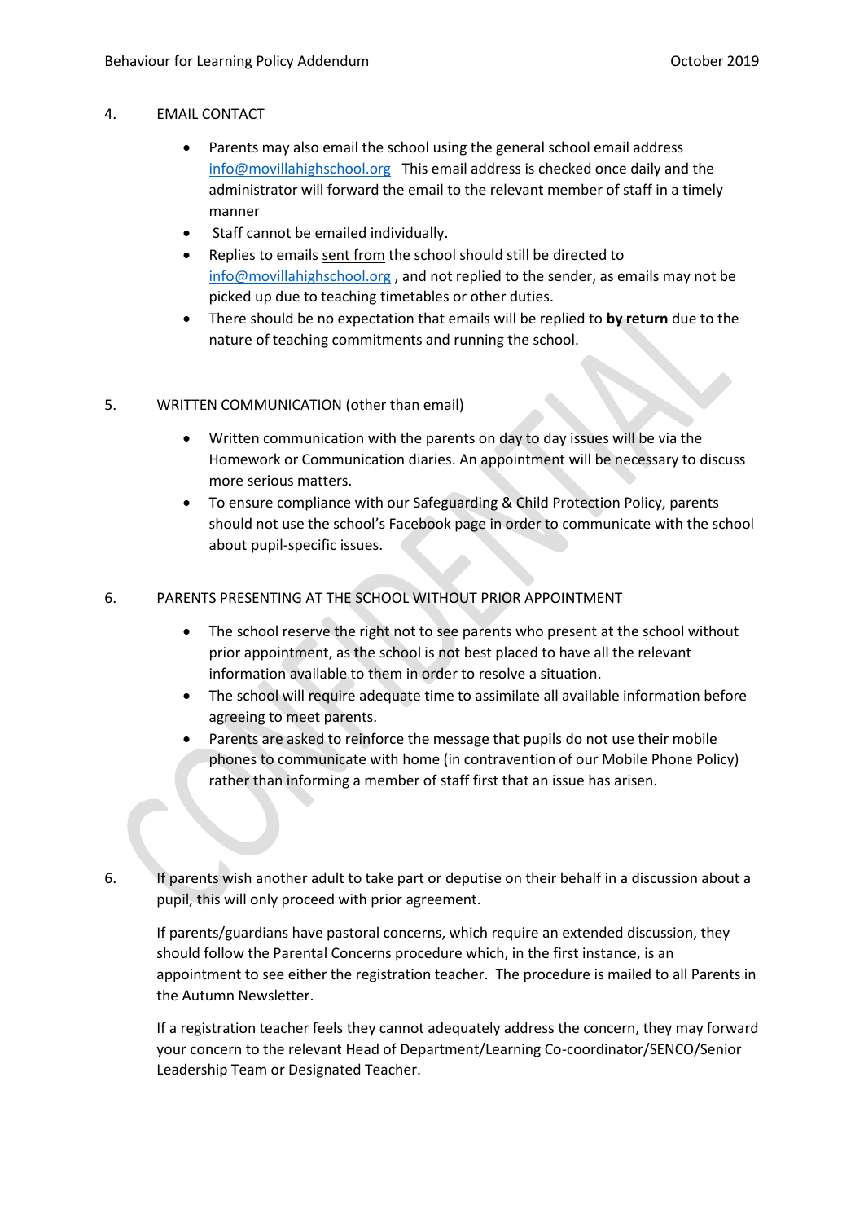4. EMAIL CONTACT

- Parents may also email the school using the general school email address info@movillahighschool.org This email address is checked once daily and the administrator will forward the email to the relevant member of staff in a timely manner
- Staff cannot be emailed individually.
- Replies to emails sent from the school should still be directed to info@movillahighschool.org , and not replied to the sender, as emails may not be picked up due to teaching timetables or other duties.
- There should be no expectation that emails will be replied to **by return** due to the nature of teaching commitments and running the school.

5. WRITTEN COMMUNICATION (other than email)

- Written communication with the parents on day to day issues will be via the Homework or Communication diaries. An appointment will be necessary to discuss more serious matters.
- To ensure compliance with our Safeguarding & Child Protection Policy, parents should not use the school's Facebook page in order to communicate with the school about pupil-specific issues.

6. PARENTS PRESENTING AT THE SCHOOL WITHOUT PRIOR APPOINTMENT

- The school reserve the right not to see parents who present at the school without prior appointment, as the school is not best placed to have all the relevant information available to them in order to resolve a situation.
- The school will require adequate time to assimilate all available information before agreeing to meet parents.
- Parents are asked to reinforce the message that pupils do not use their mobile phones to communicate with home (in contravention of our Mobile Phone Policy) rather than informing a member of staff first that an issue has arisen.

6. If parents wish another adult to take part or deputise on their behalf in a discussion about a pupil, this will only proceed with prior agreement.

If parents/guardians have pastoral concerns, which require an extended discussion, they should follow the Parental Concerns procedure which, in the first instance, is an appointment to see either the registration teacher. The procedure is mailed to all Parents in the Autumn Newsletter.

If a registration teacher feels they cannot adequately address the concern, they may forward your concern to the relevant Head of Department/Learning Co-coordinator/SENCO/Senior Leadership Team or Designated Teacher.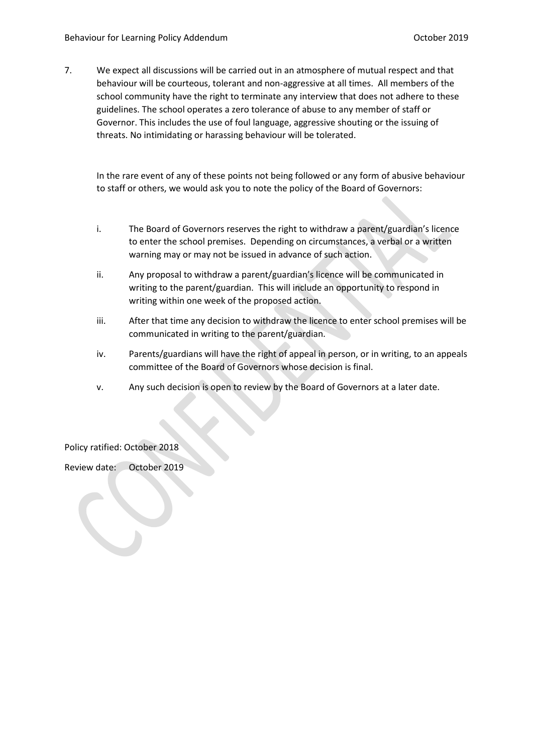7. We expect all discussions will be carried out in an atmosphere of mutual respect and that behaviour will be courteous, tolerant and non-aggressive at all times. All members of the school community have the right to terminate any interview that does not adhere to these guidelines. The school operates a zero tolerance of abuse to any member of staff or Governor. This includes the use of foul language, aggressive shouting or the issuing of threats. No intimidating or harassing behaviour will be tolerated.

   In the rare event of any of these points not being followed or any form of abusive behaviour to staff or others, we would ask you to note the policy of the Board of Governors:

   i. The Board of Governors reserves the right to withdraw a parent/guardian's licence to enter the school premises. Depending on circumstances, a verbal or a written warning may or may not be issued in advance of such action.

   ii. Any proposal to withdraw a parent/guardian's licence will be communicated in writing to the parent/guardian. This will include an opportunity to respond in writing within one week of the proposed action.

   iii. After that time any decision to withdraw the licence to enter school premises will be communicated in writing to the parent/guardian.

   iv. Parents/guardians will have the right of appeal in person, or in writing, to an appeals committee of the Board of Governors whose decision is final.

   v. Any such decision is open to review by the Board of Governors at a later date.

Policy ratified: October 2018

Review date: October 2019